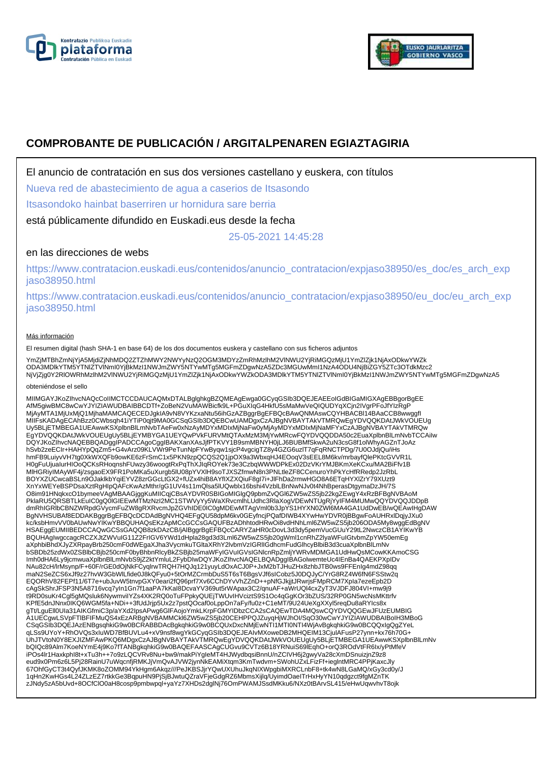# COMPROBANTE DE PUBLICACIÓN / ARGITALPENAREN EGIAZTAGIRIA

El anuncio de contratación en sus dos versiones castellano y euskera, con títulos

Nueva red de abastecimiento de agua a caserios de Itsasondo

Itsasondoko hainbat baserriren ur hornidura sare berria

está públicamente difundido en Euskadi.eus desde la fecha

25-05-2021 14:45:28

en las direcciones de webs

https://www.contratacion.euskadi.eus/contenidos/anuncio_contratacion/expjaso38950/es_doc/es_arch_expjaso38950.html

https://www.contratacion.euskadi.eus/contenidos/anuncio_contratacion/expjaso38950/eu_doc/eu_arch_expjaso38950.html

Más información

El resumen digital (hash SHA-1 en base 64) de los dos documentos euskera y castellano con sus ficheros adjuntos

YmZjMTBhZmNjYjA5MjdiZjNhMDQ2ZTZhMWY2NWYyNzQ2OGM3MDYzZmRhMzlhM2VlNWU2YjRiMGQzMjU1YmZlZjk1NjAxODkwYWZk
ODA3MDlkYTM5YTNlZTVlNmI0YjBkMzI1NWJmZWY5NTYwMTg5MGFmZDgwNzA5ZDc3MGUwMmI1NzA4ODU4NjBiZGY5ZTc3OTdkMzc2
NjVjZjg0Y2RlOWRhMzlhM2VlNWU2YjRiMGQzMjU1YmZlZjk1NjAxODkwYWZkODA3MDlkYTM5YTNlZTVlNmI0YjBkMzI1NWJmZWY5NTYwMTg5MGFmZDgwNzA5

obteniéndose el sello

MIIMGAYJKoZIhvcNAQcCoIIMCTCCDAUCAQMxDTALBglghkgBZQMEAgEwga0GCyqGSIb3DQEJEAEEoIGdBIGaMIGXAgEBBgorBgEE
AfM5giwBMC8wCwYJYIZIAWUDBAIBBCDTf+ZoBeN2VuMAWBicfk9L+PGuXIqG4HkfU5sMaMwVeQIQUDYqXCjn2IVgrPFoJfYIzRgP
MjAyMTA1MjUxMjQ1MjhaMAMCAQECEDJgkIA9vN8VYKzxaNtu56ihGzAZBggrBgEFBQcBAwQNMAswCQYHBACBl14BAaCCB8wwggfI
MIIFsKADAgECAhBzz0CWbsqh41iYTiP0qjt9MA0GCSqGSIb3DQEBCwUAMDgxCzAJBgNVBAYTAkVTMRQwEgYDVQQKDAtJWkVOUEUg
Uy5BLjETMBEGA1UEAwwKSXplbnBlLmNvbTAeFw0xNzAyMDYxMDIxMjNaFw0yMjAyMDYxMDIxMjNaMFYxCzAJBgNVBAYTAkVTMRQw
EgYDVQQKDAtJWkVOUEUgUy5BLjEYMBYGA1UEYQwPVkFURVMtQTAxMzM3MjYwMRcwFQYDVQQDDA50c2EuaXplbnBlLmNvbTCCAilw
DQYJKoZIhvcNAQEBBQADggIPADCCAgoCggIBAKXanXAsJjfPTKVY1B9smMBNYH0jLJ6BUBMfSkwA2uN3csG8f1olWhyAGZnTJoAz
hSvb2zeECIr+HAHYpQqZm5+G4vArz09KLVWr9PeTunNpFYwByqw1sjcP4vgcigTZ8y4GZG6uzlT7qFqRNCTPDg/7U0OJdjQu/iHs
hmFB9LuiyvVH7tg0XkWXQFb9owKE6zFrSmC1x5PKN9zpQCQS2Q1jpOX9a3WbxqHJ4EOoqV3sEEL8M6kv/mrbayfQlePKtcGVVR1L
H0gFuUjuaIurHIOoQCKsRHoqnshFUwzy36woogtRxPqThXJlqROYek73e3CzbqWWWDPkEx02DzVKrYMJBKmXeKCxu/MA2BiFfv1B
MIHGRiyIMAyWF4j/zsgaoEX9FR1PoMKa5uXurgb5lU08pYVXlH9soTJXSZfmwN8n3PNLtleZF8CCenuroYhPkYcHfRRedp2JzRbL
BOYXZUCwcaBSLn9OJaklkbYqiEYVZ8zrGGcLtGX2+fUZx4hiB8AYfIXZXQiuF8gl7i+JlFhDa2rmwHGO8A6ETqHYXlZrY79XUzt9
XnYxWEYeBSPDsaXztRgHIpQAFcKwAzMthr/gG1UV4s11mQlsa5lUQwblx16bshi4VzblLBnNwNJv0t4NhBperasDtgymaDzJH/7S
O8im91HNqkxcO1bymeeVAgMBAAGjggKuMIICqjCBsAYDVR0SBIGoMIGlgQ9pbmZvQGl6ZW5wZS5jb22kgZEwgY4xRzBFBgNVBAoM
PklaRU5QRSBTLkEuIC0gQ0lGIEEwMTMzNzI2MC1STWVyYy5WaXRvcmlhLUdhc3RlaXogVDEwNTUgRjYyIFM4MUMwQQYDVQQJDDpB
dmRhIGRlbCBNZWRpdGVycmFuZW8gRXRvcmJpZGVhIDE0IC0gMDEwMTAgVml0b3JpYS1HYXN0ZWl6MA4GA1UdDwEB/wQEAwIHgDAW
BgNVHSUBAf8EDDAKBggrBgEFBQcDCDAdBgNVHQ4EFgQU58dpM6kv0GEyfncjPQafDIWB4XYwHwYDVR0jBBgwFoAUHRxlDqjyJXu0
kc/ksbHmvVV0bAUwNwYIKwYBBQUHAQsEKzApMCcGCCsGAQUFBzADhhtodHRwOi8vdHNhLml6ZW5wZS5jb206ODA5My8wggEdBgNV
HSAEggEUMIIBEDCCAQwGCSsGAQQB8zkDAzCB/jAlBggrBgEFBQcCARYZaHR0cDovL3d3dy5pemVucGUuY29tL2NwczCB1AYIKwYB
BQUHAgIwgccagcRCZXJtZWVuIG11Z2FrIGV6YWd1dHpla28gd3d3Lml6ZW5wZS5jb20gWml1cnRhZ2lyaWFuIGtvbmZpYW50emEg
aXphbiBhdXJyZXRpayBrb250cmF0dWEgaXJha3VycmkuTGltaXRhY2lvbmVzIGRlIGdhcmFudGlhcyBlbiB3d3cuaXplbnBlLmNv
bSBDb25zdWx0ZSBlbCBjb250cmF0byBhbnRlcyBkZSBjb25maWFyIGVuIGVsIGNlcnRpZmljYWRvMDMGA1UdHwQsMCowKKAmoCSG
Imh0dHA6Ly9jcmwuaXplbnBlLmNvbS9jZ2ktYmluL2FybDIwDQYJKoZIhvcNAQELBQADggIBAGolwemteUc4lEnBa4QAEKPXpIDv
NAu82cH/lrMsynp/F+60F/rGE0dOjNkFCyqlrwTRQH7HQJq121yuyLdOxACJ0P+JxM2bTJHuZHx8zhbJTB0ws9FFEnlg4mdZ98qq
maN2SeZCS6xJf9z27hvW3GbWlLfide0J8kQFyu0+5tOrMZCrmbDuS5T6sT6BgsVJf6sICobz5J0DQJyC/YrG8RZ4W6fN6FSStw2q
EQORhV82FEPf11/6T7e+ubJuvW5tnvpGXY0eari2fQ96prf7Xv6CChDYvVhZZnD++pNfGJkjjtJRwrjsFMpRCM7Xpla7ezeEpb2D
cAgSkShrJFSP3N5A8716vcq7yIn1Gn7f1aaPA7kKal8DcvaYV369ut5rWApax3C2/qnuAF+aWrUQl4cxZyT3VJDFJ804VI+mw9j9
t9RD0suKr4Cgl5gMQsluk6NywmviIYZs4XK2RQ0oTuFPpkyQUEjTWUvIHvciztS9S1Oc4qGgKOr3bZUS/32RP0GN5wcNsMKttrfv
KPfE5dnJNnx0lKQ6WGM5fa+NDi++3fUdJrjp5Ux2z7pstQOcaf0oLppOn7aFy/fu0z+C1eMT/9U24UeXgXXyl5reqDu8aRYIcs8x
gTt/LguEll0Ula31AIKGfmiC3p/aYXd2IpsAPwg6GlFAojoYmkLKrpFGMYIDbzCCA2sCAQEwTDA4MQswCQYDVQQGEwJFUzEUMBIG
A1UECgwLSVpFTlBFIFMuQS4xEzARBgNVBAMMCkl6ZW5wZS5jb20CEHPPQZuyqHjWJhOI/SqO30wCwYJYIZIAWUDBAIBoIH3MBoG
CSqGSIb3DQEJAzENBgsqhkiG9w0BCRABBDAcBgkqhkiG9w0BCQUxDxcNMjEwNTI1MTI0NTI4WjAvBgkqhkiG9w0BCQQxIgQgZYeL
qLSs9UYoY+RhOVQs3xluWD7BfBUVLu4+xV9nsf8wgYkGCyqGSIb3DQEJEAIvMXoweDB2MHQEIM13CjulAFusP27ynn+kx76h70G+
UhJTVtoN0Y8EXJIZMFAwPKQ6MDgxCzAJBgNVBAYTAkVTMRQwEgYDVQQKDAtJWkVOUEUgUy5BLjETMBEGA1UEAwwKSXplbnBlLmNv
bQIQc89Alm7KoeNYmE4j9Ko7fTANBgkqhkiG9w0BAQEFAASCAgCUGvu9CVTz6B18YRNuiS69lEqhO+orQ3ROdVtFR6Ix/yPtMfeV
iPOs4lr1Haxkphl8t+xTu3h++7o9zLQCVRv8Nu+bw9/makPiYgleMT4HJWydbqsiBnnU/nZCIVH6j2gwyVa28cXmDSnuizjnZ9z8
eud9x0Pm6z6L5Pj28RainU7uWqcnfjRMKJjVmQvAJVW2jynNkEAMiXtqm3KmTwdvm+SWohUZxLFizFf+ieglntMRC4PPjKaxcJly
67OhfGyCT3t4QyfJKMK8oZOMM94YkHgm6Akqz///PeJKBSJjrYQwUXUhuJkqNlXWpgbiMXRCLnbF8+tk4wN8LGaMQ/xGy3cd0y/J
1qHn2KwHGs4L24ZLzEZ7rtkkGe3BqpuHN9PjSjBJwtuQZraVFjeGdgRZ6MbmsXijlq/UyimdOaelTrHxHyYN10qdgzct9fgMZnTK
zJNdy5zA5bUvd+8OCfCl0OaH8cosp9pmbwpql+yaYz7XHDs2dglNj76OmPWAMJSsdMKku6/NXz0tBArvSL415/eHwUqwvhvT8ojk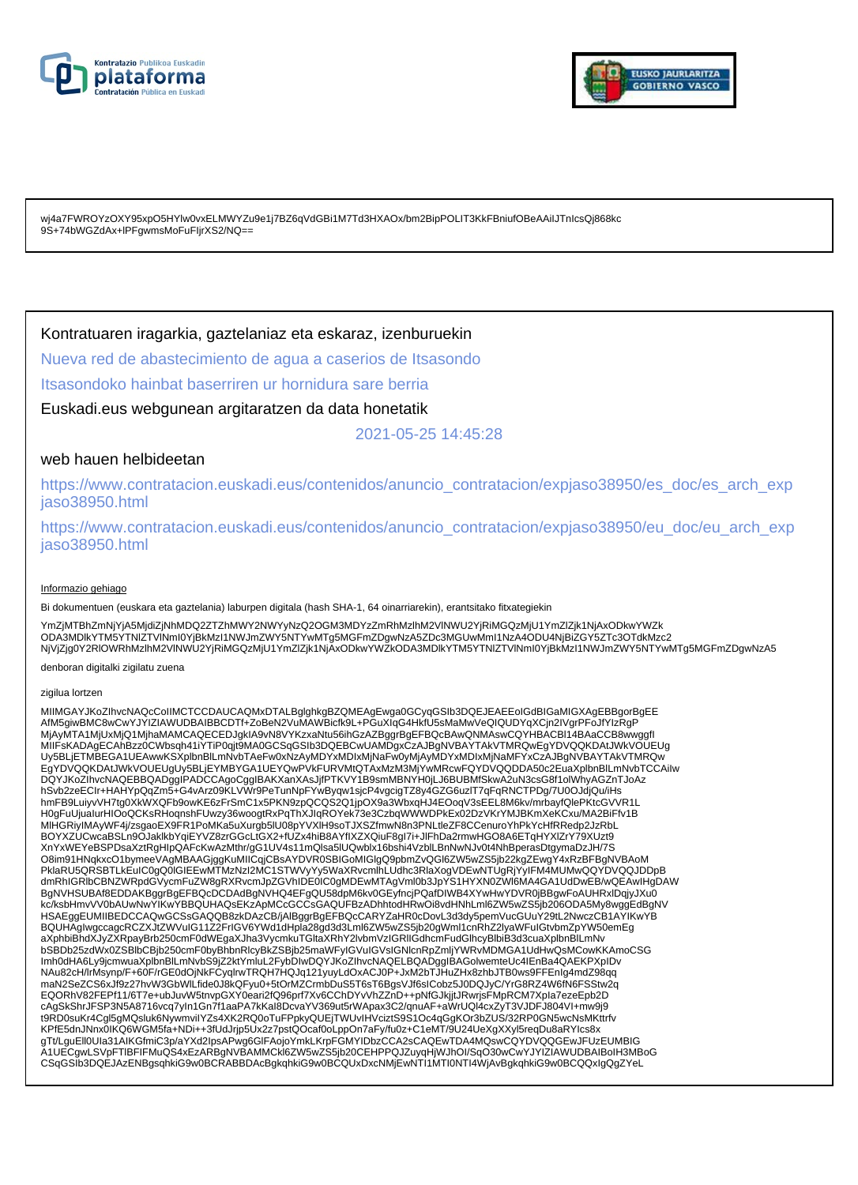wj4a7FWROYzOXY95xpO5HYlw0vxELMWYZu9e1j7BZ6qVdGBi1M7Td3HXAOx/bm2BipPOLIT3KkFBniufOBeAAilJTnIcsQj868kc
9S+74bWGZdAx+IPFgwmsMoFuFljrXS2/NQ==

Kontratuaren iragarkia, gaztelaniaz eta eskaraz, izenburuekin

Nueva red de abastecimiento de agua a caserios de Itsasondo

Itsasondoko hainbat baserriren ur hornidura sare berria

Euskadi.eus webgunean argitaratzen da data honetatik

2021-05-25 14:45:28

web hauen helbideetan

https://www.contratacion.euskadi.eus/contenidos/anuncio_contratacion/expjaso38950/es_doc/es_arch_expjaso38950.html

https://www.contratacion.euskadi.eus/contenidos/anuncio_contratacion/expjaso38950/eu_doc/eu_arch_expjaso38950.html

Informazio gehiago

Bi dokumentuen (euskara eta gaztelania) laburpen digitala (hash SHA-1, 64 oinarriarekin), erantsitako fitxategiekin

YmZjMTBhZmNjYjA5MjdiZjNhMDQ2ZTZhMWY2NWYyNzQ2OGM3MDYzZmRhMzlhM2VlNWU2YjRiMGQzMjU1YmZlZjk1NjAxODkwYWZk
ODA3MDlkYTM5YTNlZTVlNmI0YjBkMzI1NWJmZWY5NTYwMTg5MGFmZDgwNzA5ZDc3MGUwMmI1NzA4ODU4NjBiZGY5ZTc3OTdkMzc2
NjVjZjg0Y2RlOWRhMzlhM2VlNWU2YjRiMGQzMjU1YmZlZjk1NjAxODkwYWZkODA3MDlkYTM5YTNlZTVlNmI0YjBkMzI1NWJmZWY5NTYwMTg5MGFmZDgwNzA5

denboran digitalki zigilatu zuena

zigilua lortzen

MIIMGAYJKoZIhvcNAQcCoIIMCTCCDAUCAQMxDTALBglghkgBZQMEAgEwga0GCyqGSIb3DQEJEAEEoIGdBIGaMIGXAgEBBgorBgEE
AfM5giwBMC8wCwYJYIZIAWUDBAIBBCDTf+ZoBeN2VuMAWBicfk9L+PGuXIqG4HkfU5sMaMwVeQIQUDYqXCjn2lVgrPFoJfYIzRgP
MjAyMTA1MjUxMjQ1MjhaMAMCAQECEDJgkIA9vN8VYKzxaNtu56ihGzAZBggrBgEFBQcBAwQNMAswCQYHBACBl14BAaCCB8wwggfl
MIIFsKADAgECAhBzz0CWbsqh41iYTiP0qjt9MA0GCSqGSIb3DQEBCwUAMDgxCzAJBgNVBAYTAkVTMRQwEgYDVQQKDAtJWkVOUEUg
Uy5BLjETMBEGA1UEAwwKSXplbnBlLmNvbTAeFw0xNzAyMDYxMDIxMjNaFw0yMjAyMDYxMDIxMjNaMFYxCzAJBgNVBAYTAkVTMRQw
EgYDVQQKDAtJWkVOUEUgUy5BLjEYMBYGA1UEYQwPVkFURVMtQTAxMzM3MjYwMRcwFQYDVQQDDA50c2EuaXplbnBlLmNvbTCCAilw
DQYJKoZIhvcNAQEBBQADggIPADCCAgoCggIBAKXanXAsJjfPTKVY1B9smMBNYH0jLJ6BUBMfSkwA2uN3csG8f1olWhyAGZnTJoAz
hSvb2zeECIr+HAHYpQqZm5+G4vArz09KLVWr9PeTunNpFYwByqw1sjcP4vgcigTZ8y4GZG6uzlT7qFqRNCTPDg/7U0OJdjQu/iHs
hmFB9LuiyvVH7tg0XkWXQFb9owKE6zFrSmC1x5PKN9zpQCQS2Q1jpOX9a3WbxqHJ4EOoqV3sEEL8M6kv/mrbayfQlePKtcGVVR1L
H0gFuUjualurHIOoQCKsRHoqnshFUwzy36woogtRxPqThXJlqROYek73e3CzbqWWWDPkEx02DzVKrYMJBKmXeKCxu/MA2BiFfv1B
MlHGRiylMAyWF4j/zsgaoEX9FR1PoMKa5uXurgb5lU08pYVXlH9soTJXSZfmwN8n3PNLtleZF8CCenuroYhPkYcHfRRedp2JzRbL
BOYXZUCwcaBSLn9OJaklkbYqiEYVZ8zrGGcLtGX2+fUZx4hiB8AYfIXZXQiuF8gI7i+JlFhDa2rmwHGO8A6ETqHYXlZrY79XUzt9
XnYxWEYeBSPDsaXztRgHlpQAFcKwAzMthr/gG1UV4s11mQlsa5lUQwblx16bshi4VzblLBnNwNJv0t4NhBperasDtgymaDzJH/7S
O8im91HNqkxcO1bymeeVAgMBAAGjggKuMIICqjCBsAYDVR0SBIGoMIGlgQ9pbmZvQGl6ZW5wZS5jb22kgZEwgY4xRzBFBgNVBAoM
PklaRU5QRSBTLkEuIC0gQ0lGIEEwMTMzNzI2MC1STWVyYy5WaXRvcmlhLUdhc3RlaXogVDEwNTUgRjYyIFM4MUMwQQYDVQQJDDpB
dmRhIGRlbCBNZWRpdGVycmFuZW8gRXRvcmJpZGVhIDE0IC0gMDEwMTAgVml0b3JpYS1HYXN0ZWl6MA4GA1UdDwEB/wQEAwIHgDAW
BgNVHSUBAf8EDDAKBggrBgEFBQcDCDAdBgNVHQ4EFgQU58dpM6kv0GEyfncjPQafDIWB4XYwHwYDVR0jBBgwFoAUHRxlDqjyJXu0
kc/ksbHmvVV0bAUwNwYIKwYBBQUHAQsEKzApMCcGCCsGAQUFBzADhhtodHRwOi8vdHNhLml6ZW5wZS5jb206ODA5My8wggEdBgNV
HSAEggEUMIIBEDCCAQwGCSsGAQQB8zkDAzCB/jAlBggrBgEFBQcCARYZaHR0cDovL3d3dy5pemVucGUuY29tL2NwczCB1AYIKwYB
BQUHAgIwgccagcRCZXJtZWVuIG11Z2FrIGV6YWd1dHpla28gd3d3Lml6ZW5wZS5jb20gWml1cnRhZ2lyaWFuIGtvbmZpYW50emEg
aXphbiBhdXJyZXRpayBrb250cmF0dWEgaXJha3VycmkuTGltaXRhY2lvbmVzIGRlIGdhcmFudGlhcyBlbiB3d3cuaXplbnBlLmNv
bSBDb25zdWx0ZSBlbCBjb250cmF0byBhbnRlcyBkZSBjb25maWFyIGVuIGVsIGNlcnRpZmljYWRvMDMGA1UdHwQsMCowKKAmoCSG
Imh0dHA6Ly9jcmwuaXplbnBlLmNvbS9jZ2ktYmluL2FybDIwDQYJKoZIhvcNAQELBQADggIBAGolwemteUc4lEnBa4QAEKPXpIDv
NAu82cH/lrMsynp/F+60F/rGE0dOjNkFCyqlrwTRQH7HQJq121yuyLdOxACJ0P+JxM2bTJHuZHx8zhbJTB0ws9FFEnIg4mdZ98qq
maN2SeZCS6xJf9z27hvW3GbWlLfide0J8kQFyu0+5tOrMZCrmbDuS5T6sT6BgsVJf6sICobz5J0DQJyC/YrG8RZ4W6fN6FSStw2q
EQORhV82FEPf11/6T7e+ubJuvW5tnvpGXY0eari2fQ96prf7Xv6CChDYvVhZZnD++pNfGJkjjtJRwrjsFMpRCM7Xpla7ezeEpb2D
cAgSkShrJFSP3N5A8716vcq7yln1Gn7f1aaPA7kKal8DcvaYV369ut5rWApax3C2/qnuAF+aWrUQl4cxZyT3VJDFJ804VI+mw9j9
t9RD0suKr4Cgl5gMQsluk6NywmvilYZs4XK2RQ0oTuFPpkyQUEjTWUvIHvciztS9S1Oc4qGgKOr3bZUS/32RP0GN5wcNsMKttrfv
KPfE5dnJNnx0IKQ6WGM5fa+NDi++3fUdJrjp5Ux2z7pstQOcaf0oLppOn7aFy/fu0z+C1eMT/9U24UeXgXXyl5reqDu8aRYIcs8x
gTt/LguEll0Ula31AlKGfmiC3p/aYXd2IpsAPwg6GlFAojoYmkLKrpFGMYIDbzCCA2sCAQEwTDA4MQswCQYDVQQGEwJFUzEUMBIG
A1UECgwLSVpFTlBFIFMuQS4xEzARBgNVBAMMCkl6ZW5wZS5jb20CEHPPQJZuyqHjWJhOl/SqO30wCwYJYIZIAWUDBAIBoIH3MBoG
CSqGSIb3DQEJAzENBgsqhkiG9w0BCRABBDAcBgkqhkiG9w0BCQUxDxcNMjEwNTI1MTI0NTI4WjAvBgkqhkiG9w0BCQQxIgQgZYeL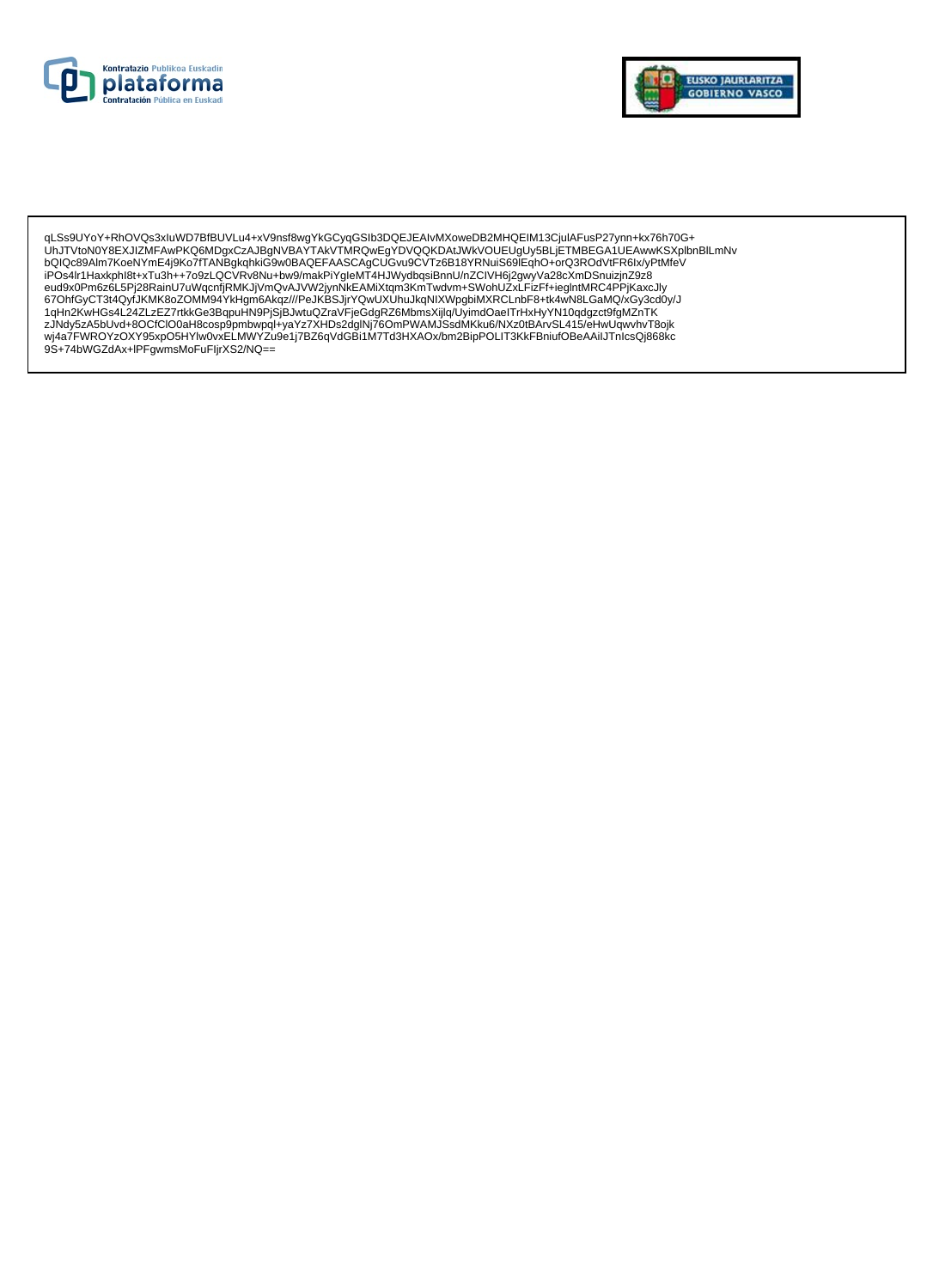qLSs9UYoY+RhOVQs3xIuWD7BfBUVLu4+xV9nsf8wgYkGCyqGSIb3DQEJEAIvMXoweDB2MHQEIM13CjulAFusP27ynn+kx76h70G+
UhJTVtoN0Y8EXJIZMFAwPKQ6MDgxCzAJBgNVBAYTAkVTMRQwEgYDVQQKDAtJWkVOUEUgUy5BLjETMBEGA1UEAwwKSXplbnBlLmNv
bQIQc89Alm7KoeNYmE4j9Ko7fTANBgkqhkiG9w0BAQEFAASCAgCUGvu9CVTz6B18YRNuiS69lEqhO+orQ3ROdVtFR6Ix/yPtMfeV
iPOs4lr1HaxkphI8t+xTu3h++7o9zLQCVRv8Nu+bw9/makPiYgleMT4HJWydbqsiBnnU/nZCIVH6j2gwyVa28cXmDSnuizjnZ9z8
eud9x0Pm6z6L5Pj28RainU7uWqcnfjRMKJjVmQvAJVW2jynNkEAMiXtqm3KmTwdvm+SWohUZxLFizFf+iegIntMRC4PPjKaxcJly
67OhfGyCT3t4QyfJKMK8oZOMM94YkHgm6Akqz///PeJKBSJjrYQwUXUhuJkqNIXWpgbiMXRCLnbF8+tk4wN8LGaMQ/xGy3cd0y/J
1qHn2KwHGs4L24ZLzEZ7rtkkGe3BqpuHN9PjSjBJwtuQZraVFjeGdgRZ6MbmsXijlq/UyimdOaeITrHxHyYN10qdgzct9fgMZnTK
zJNdy5zA5bUvd+8OCfClO0aH8cosp9pmbwpql+yaYz7XHDs2dglNj76OmPWAMJSsdMKku6/NXz0tBArvSL415/eHwUqwvhvT8ojk
wj4a7FWROYzOXY95xpO5HYlw0vxELMWYZu9e1j7BZ6qVdGBi1M7Td3HXAOx/bm2BipPOLIT3KkFBniufOBeAAiIJTnIcsQj868kc
9S+74bWGZdAx+lPFgwmsMoFuFIjrXS2/NQ==